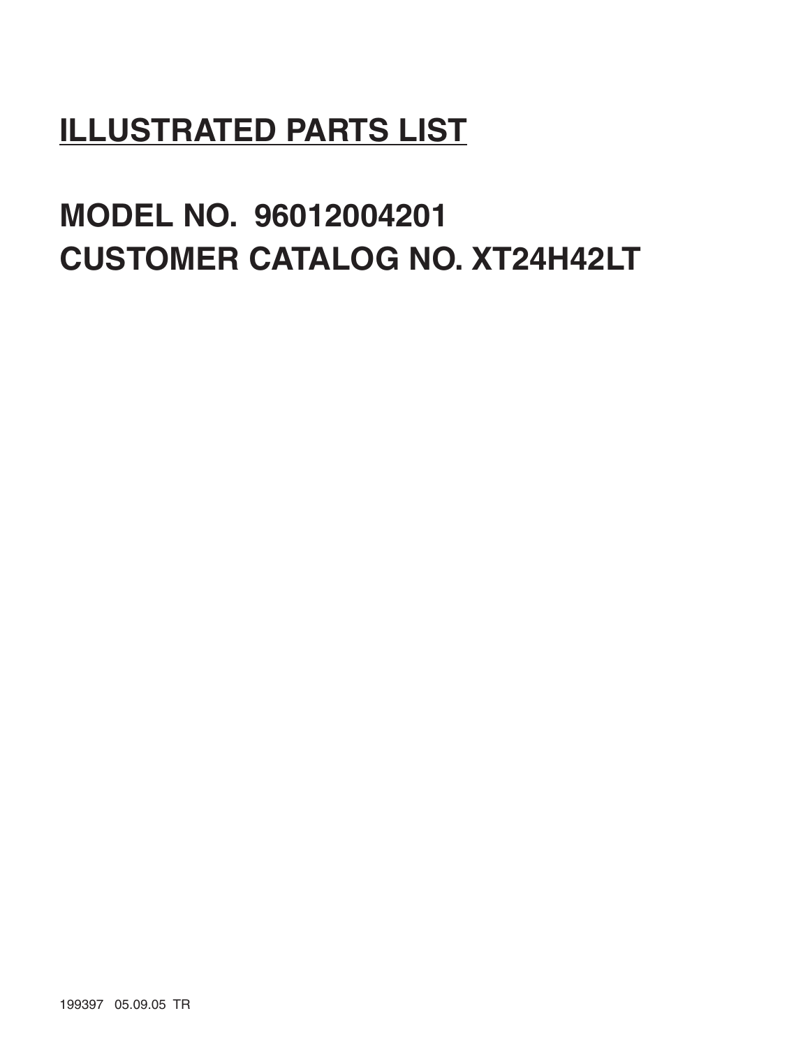# ILLUSTRATED PARTS LIST

## MODEL NO. 96012004201
## CUSTOMER CATALOG NO. XT24H42LT

199397 05.09.05 TR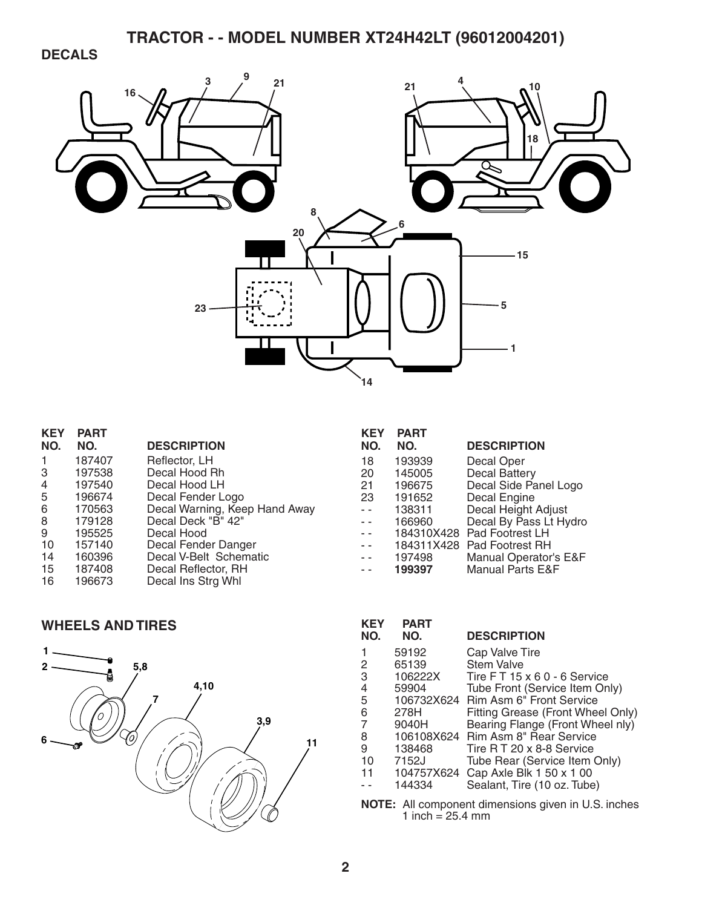# TRACTOR - - MODEL NUMBER XT24H42LT (96012004201)

## DECALS

| KEY NO. | PART NO. | DESCRIPTION |
|---|---|---|
| 1 | 187407 | Reflector, LH |
| 3 | 197538 | Decal Hood Rh |
| 4 | 197540 | Decal Hood LH |
| 5 | 196674 | Decal Fender Logo |
| 6 | 170563 | Decal Warning, Keep Hand Away |
| 8 | 179128 | Decal Deck "B" 42" |
| 9 | 195525 | Decal Hood |
| 10 | 157140 | Decal Fender Danger |
| 14 | 160396 | Decal V-Belt Schematic |
| 15 | 187408 | Decal Reflector, RH |
| 16 | 196673 | Decal Ins Strg Whl |
| 18 | 193939 | Decal Oper |
| 20 | 145005 | Decal Battery |
| 21 | 196675 | Decal Side Panel Logo |
| 23 | 191652 | Decal Engine |
| - - | 138311 | Decal Height Adjust |
| - - | 166960 | Decal By Pass Lt Hydro |
| - - | 184310X428 | Pad Footrest LH |
| - - | 184311X428 | Pad Footrest RH |
| - - | 197498 | Manual Operator's E&F |
| - - | **199397** | Manual Parts E&F |

## WHEELS AND TIRES

| KEY NO. | PART NO. | DESCRIPTION |
|---|---|---|
| 1 | 59192 | Cap Valve Tire |
| 2 | 65139 | Stem Valve |
| 3 | 106222X | Tire F T 15 x 6 0 - 6 Service |
| 4 | 59904 | Tube Front (Service Item Only) |
| 5 | 106732X624 | Rim Asm 6" Front Service |
| 6 | 278H | Fitting Grease (Front Wheel Only) |
| 7 | 9040H | Bearing Flange (Front Wheel nly) |
| 8 | 106108X624 | Rim Asm 8" Rear Service |
| 9 | 138468 | Tire R T 20 x 8-8 Service |
| 10 | 7152J | Tube Rear (Service Item Only) |
| 11 | 104757X624 | Cap Axle Blk 1 50 x 1 00 |
| - - | 144334 | Sealant, Tire (10 oz. Tube) |

**NOTE:** All component dimensions given in U.S. inches
1 inch = 25.4 mm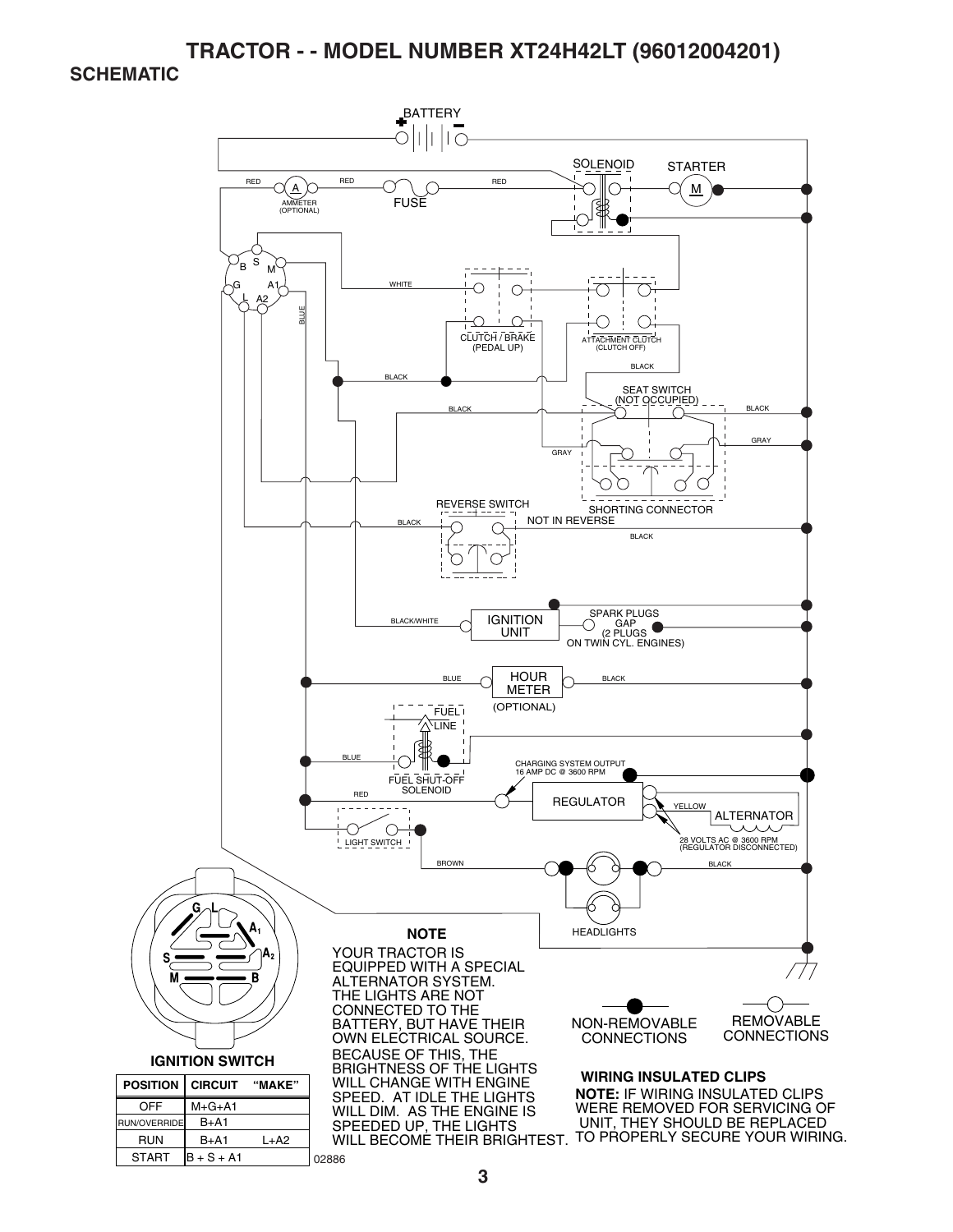# TRACTOR - - MODEL NUMBER XT24H42LT (96012004201)

## SCHEMATIC

BATTERY

SOLENOID

STARTER

M

RED

A

AMMETER (OPTIONAL)

RED

FUSE

RED

B S M G A1 L A2

WHITE

BLUE

CLUTCH / BRAKE (PEDAL UP)

ATTACHMENT CLUTCH (CLUTCH OFF)

BLACK

BLACK

SEAT SWITCH (NOT OCCUPIED)

BLACK

BLACK

GRAY

GRAY

SHORTING CONNECTOR

REVERSE SWITCH

BLACK

NOT IN REVERSE

BLACK

BLACK/WHITE

IGNITION UNIT

SPARK PLUGS GAP (2 PLUGS ON TWIN CYL. ENGINES)

BLUE

HOUR METER (OPTIONAL)

BLACK

FUEL LINE

BLUE

FUEL SHUT-OFF SOLENOID

CHARGING SYSTEM OUTPUT 16 AMP DC @ 3600 RPM

RED

REGULATOR

YELLOW

ALTERNATOR

LIGHT SWITCH

28 VOLTS AC @ 3600 RPM (REGULATOR DISCONNECTED)

BROWN

BLACK

HEADLIGHTS

**NOTE**

YOUR TRACTOR IS EQUIPPED WITH A SPECIAL ALTERNATOR SYSTEM. THE LIGHTS ARE NOT CONNECTED TO THE BATTERY, BUT HAVE THEIR OWN ELECTRICAL SOURCE. BECAUSE OF THIS, THE BRIGHTNESS OF THE LIGHTS WILL CHANGE WITH ENGINE SPEED. AT IDLE THE LIGHTS WILL DIM. AS THE ENGINE IS SPEEDED UP, THE LIGHTS WILL BECOME THEIR BRIGHTEST.

NON-REMOVABLE CONNECTIONS

REMOVABLE CONNECTIONS

**WIRING INSULATED CLIPS**

**NOTE:** IF WIRING INSULATED CLIPS WERE REMOVED FOR SERVICING OF UNIT, THEY SHOULD BE REPLACED TO PROPERLY SECURE YOUR WIRING.

G L A1 A2 S M B

**IGNITION SWITCH**

| POSITION | CIRCUIT | "MAKE" |
|---|---|---|
| OFF | M+G+A1 | |
| RUN/OVERRIDE | B+A1 | |
| RUN | B+A1 | L+A2 |
| START | B + S + A1 | |

02886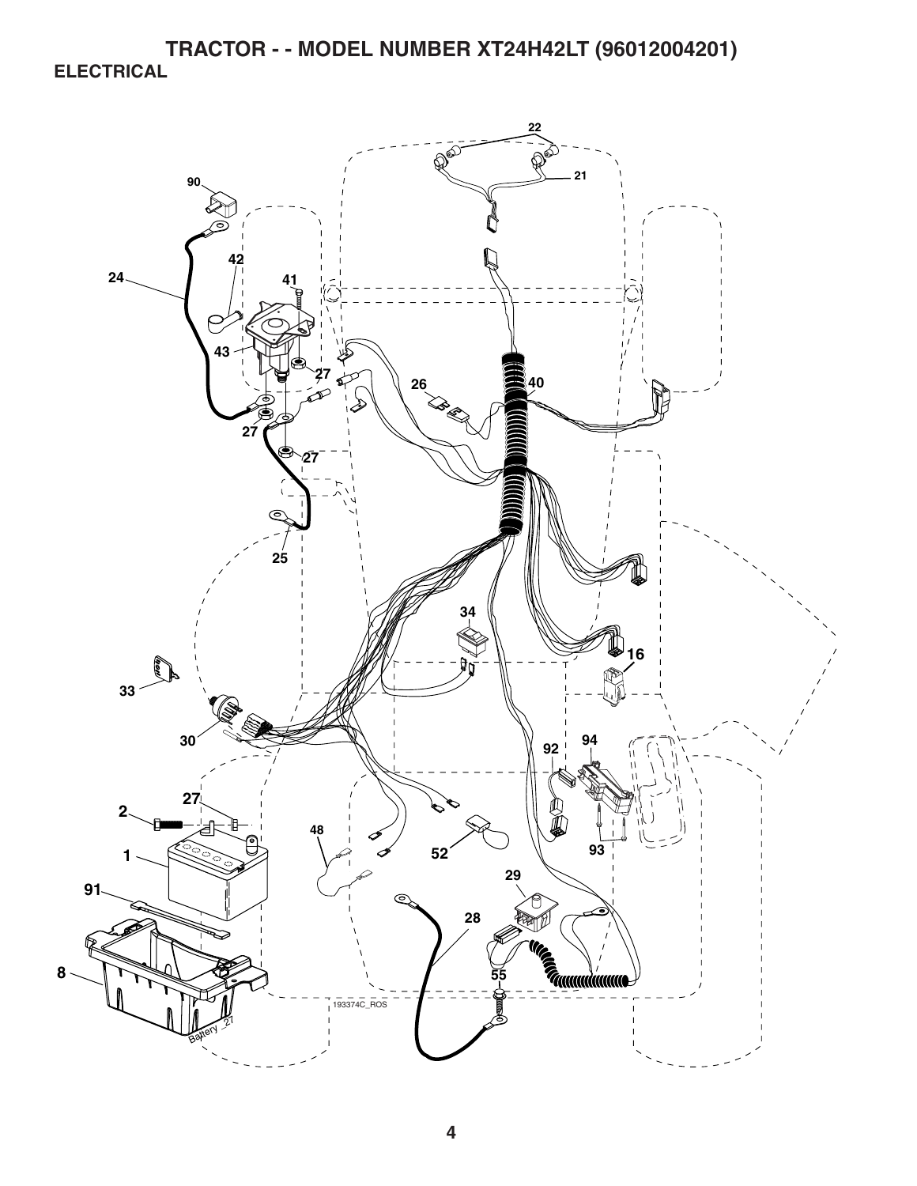# TRACTOR - - MODEL NUMBER XT24H42LT (96012004201)

## ELECTRICAL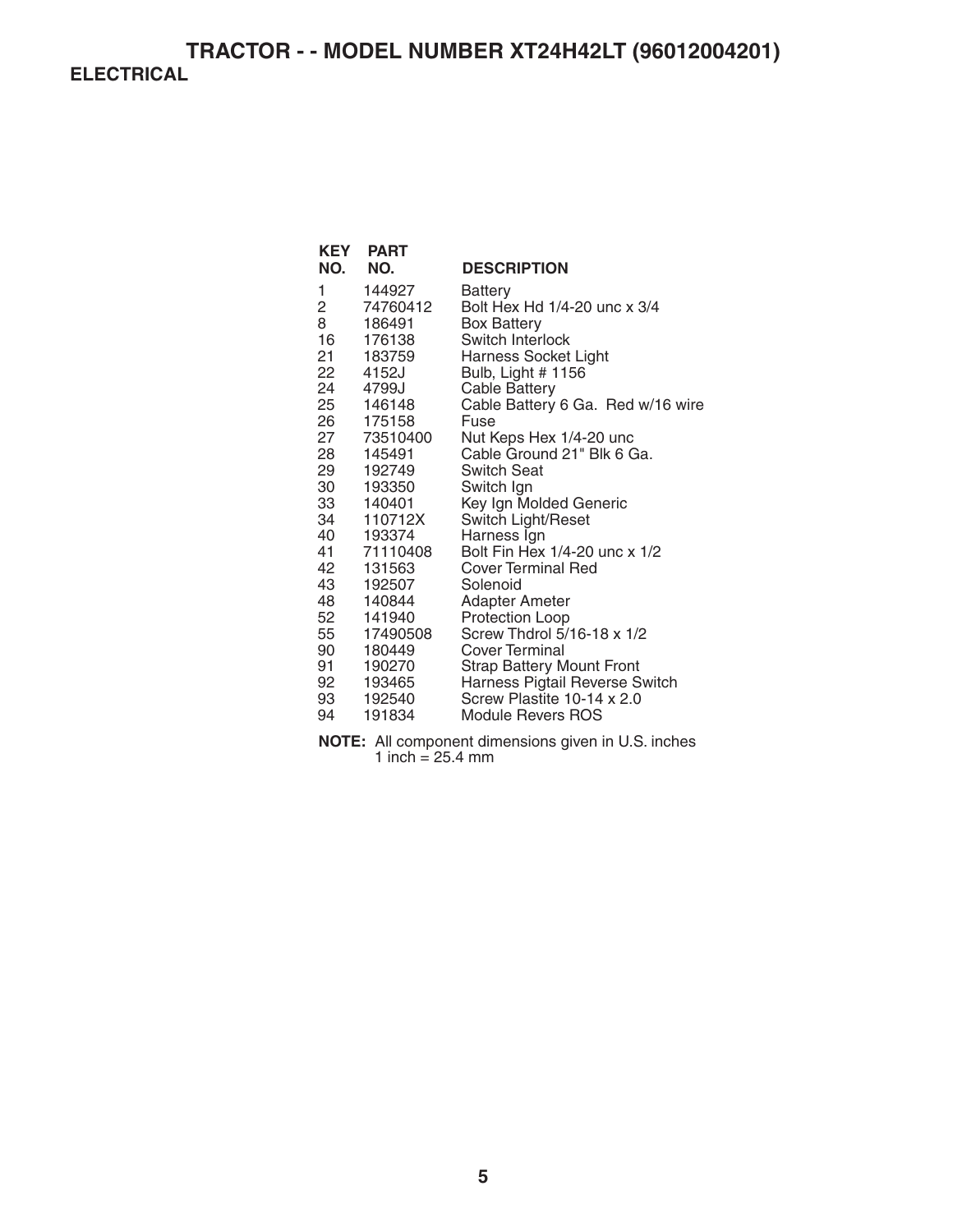# TRACTOR - - MODEL NUMBER XT24H42LT (96012004201)

## ELECTRICAL

| KEY NO. | PART NO. | DESCRIPTION |
|---|---|---|
| 1 | 144927 | Battery |
| 2 | 74760412 | Bolt Hex Hd 1/4-20 unc x 3/4 |
| 8 | 186491 | Box Battery |
| 16 | 176138 | Switch Interlock |
| 21 | 183759 | Harness Socket Light |
| 22 | 4152J | Bulb, Light # 1156 |
| 24 | 4799J | Cable Battery |
| 25 | 146148 | Cable Battery 6 Ga. Red w/16 wire |
| 26 | 175158 | Fuse |
| 27 | 73510400 | Nut Keps Hex 1/4-20 unc |
| 28 | 145491 | Cable Ground 21" Blk 6 Ga. |
| 29 | 192749 | Switch Seat |
| 30 | 193350 | Switch Ign |
| 33 | 140401 | Key Ign Molded Generic |
| 34 | 110712X | Switch Light/Reset |
| 40 | 193374 | Harness Ign |
| 41 | 71110408 | Bolt Fin Hex 1/4-20 unc x 1/2 |
| 42 | 131563 | Cover Terminal Red |
| 43 | 192507 | Solenoid |
| 48 | 140844 | Adapter Ameter |
| 52 | 141940 | Protection Loop |
| 55 | 17490508 | Screw Thdrol 5/16-18 x 1/2 |
| 90 | 180449 | Cover Terminal |
| 91 | 190270 | Strap Battery Mount Front |
| 92 | 193465 | Harness Pigtail Reverse Switch |
| 93 | 192540 | Screw Plastite 10-14 x 2.0 |
| 94 | 191834 | Module Revers ROS |

**NOTE:** All component dimensions given in U.S. inches
1 inch = 25.4 mm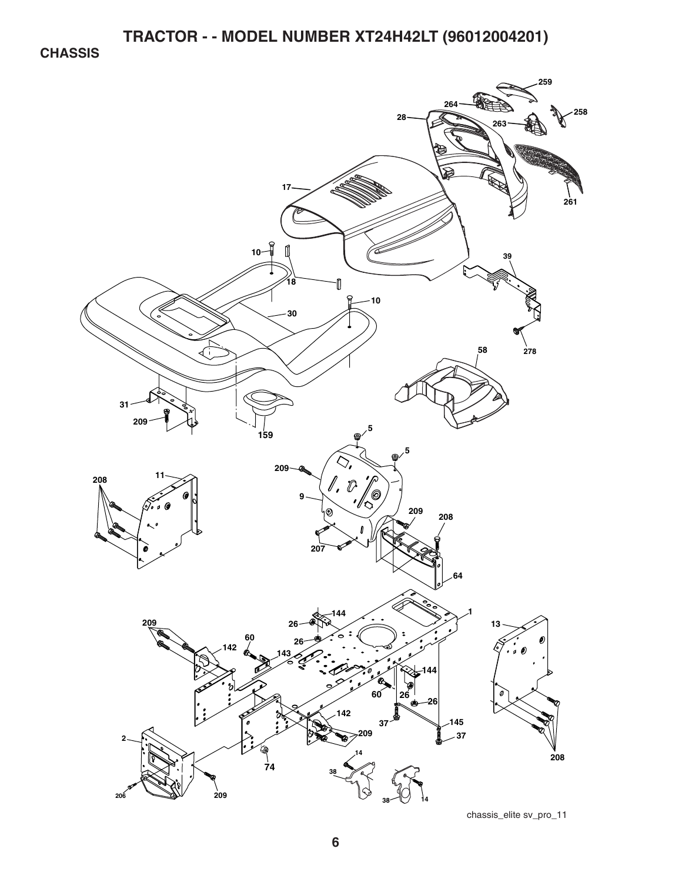# TRACTOR - - MODEL NUMBER XT24H42LT (96012004201)

## CHASSIS

chassis_elite sv_pro_11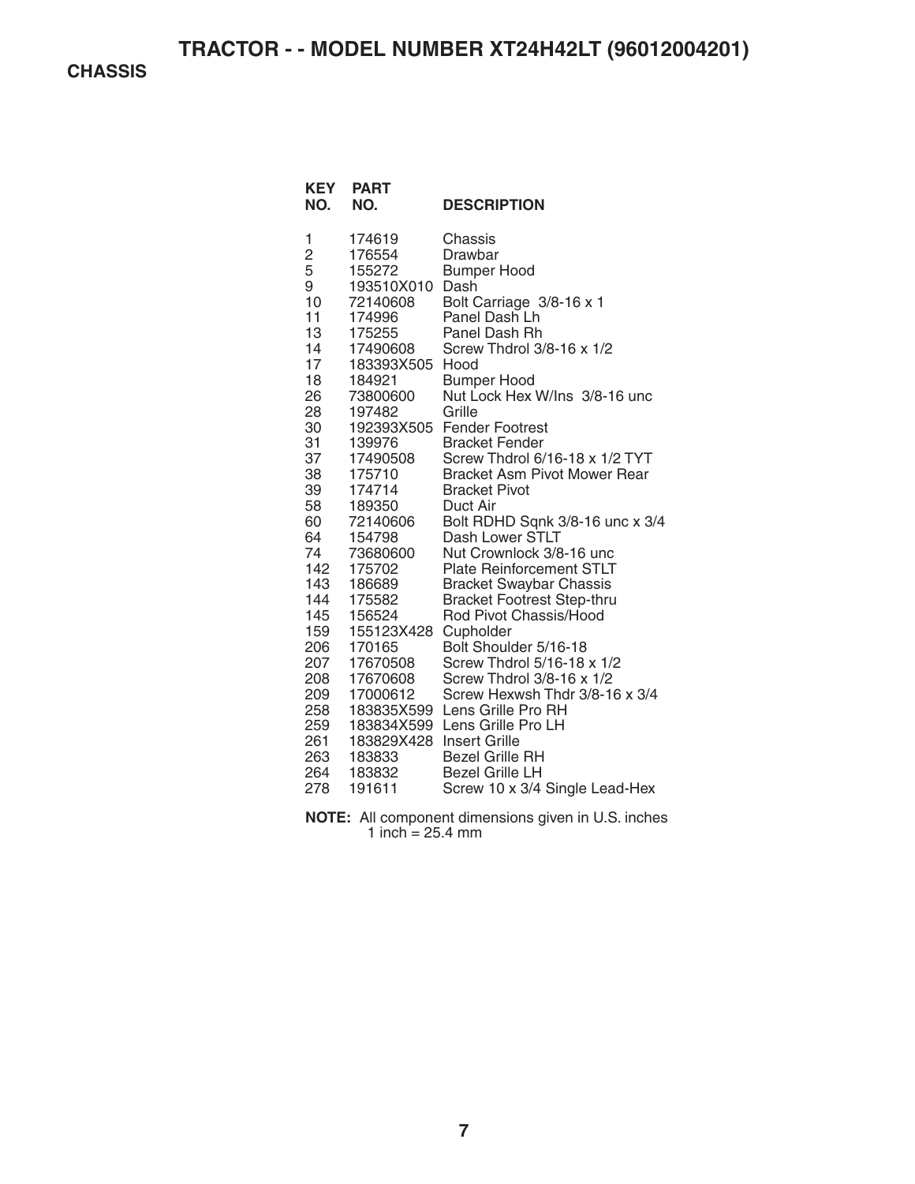# TRACTOR - - MODEL NUMBER XT24H42LT (96012004201)

## CHASSIS

| KEY NO. | PART NO. | DESCRIPTION |
|---|---|---|
| 1 | 174619 | Chassis |
| 2 | 176554 | Drawbar |
| 5 | 155272 | Bumper Hood |
| 9 | 193510X010 | Dash |
| 10 | 72140608 | Bolt Carriage 3/8-16 x 1 |
| 11 | 174996 | Panel Dash Lh |
| 13 | 175255 | Panel Dash Rh |
| 14 | 17490608 | Screw Thdrol 3/8-16 x 1/2 |
| 17 | 183393X505 | Hood |
| 18 | 184921 | Bumper Hood |
| 26 | 73800600 | Nut Lock Hex W/Ins 3/8-16 unc |
| 28 | 197482 | Grille |
| 30 | 192393X505 | Fender Footrest |
| 31 | 139976 | Bracket Fender |
| 37 | 17490508 | Screw Thdrol 6/16-18 x 1/2 TYT |
| 38 | 175710 | Bracket Asm Pivot Mower Rear |
| 39 | 174714 | Bracket Pivot |
| 58 | 189350 | Duct Air |
| 60 | 72140606 | Bolt RDHD Sqnk 3/8-16 unc x 3/4 |
| 64 | 154798 | Dash Lower STLT |
| 74 | 73680600 | Nut Crownlock 3/8-16 unc |
| 142 | 175702 | Plate Reinforcement STLT |
| 143 | 186689 | Bracket Swaybar Chassis |
| 144 | 175582 | Bracket Footrest Step-thru |
| 145 | 156524 | Rod Pivot Chassis/Hood |
| 159 | 155123X428 | Cupholder |
| 206 | 170165 | Bolt Shoulder 5/16-18 |
| 207 | 17670508 | Screw Thdrol 5/16-18 x 1/2 |
| 208 | 17670608 | Screw Thdrol 3/8-16 x 1/2 |
| 209 | 17000612 | Screw Hexwsh Thdr 3/8-16 x 3/4 |
| 258 | 183835X599 | Lens Grille Pro RH |
| 259 | 183834X599 | Lens Grille Pro LH |
| 261 | 183829X428 | Insert Grille |
| 263 | 183833 | Bezel Grille RH |
| 264 | 183832 | Bezel Grille LH |
| 278 | 191611 | Screw 10 x 3/4 Single Lead-Hex |

**NOTE:** All component dimensions given in U.S. inches
1 inch = 25.4 mm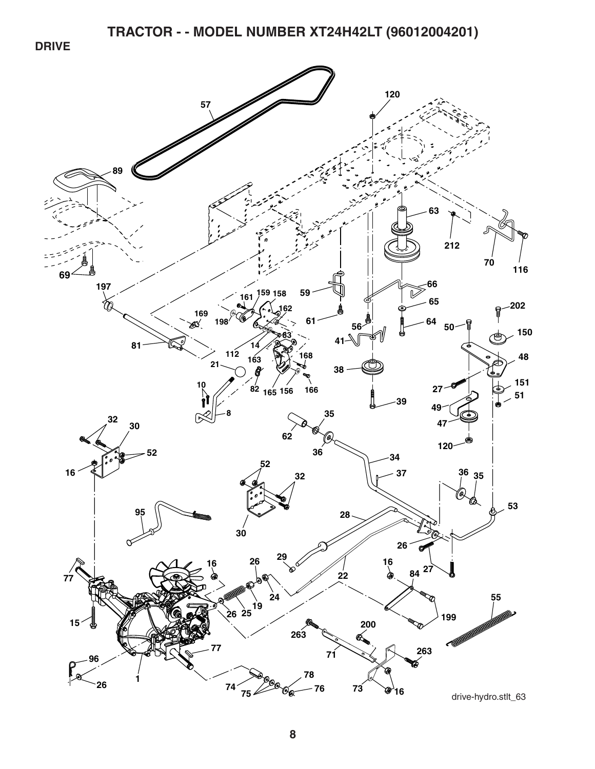# TRACTOR - - MODEL NUMBER XT24H42LT (96012004201)

## DRIVE

drive-hydro.stlt_63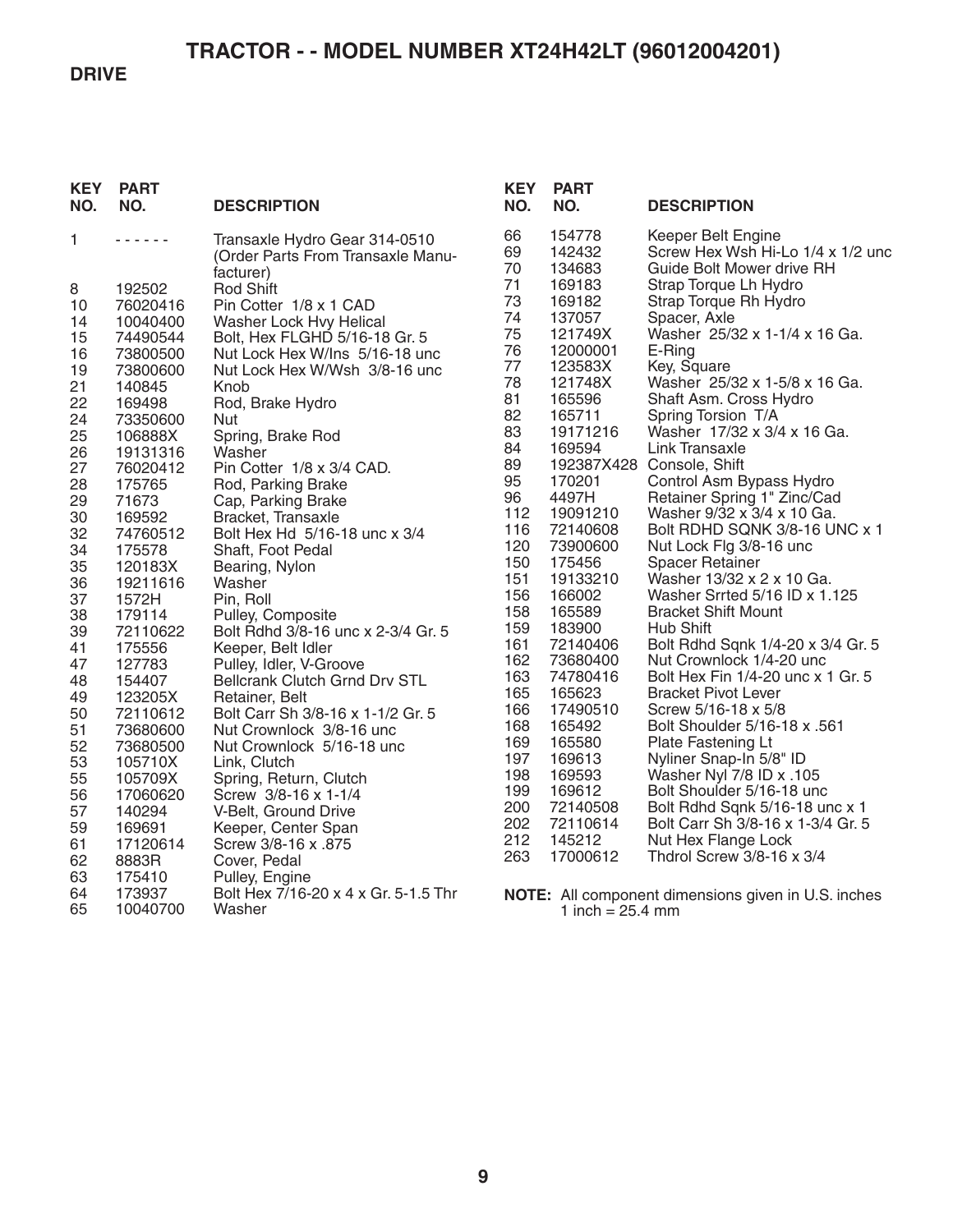# TRACTOR - - MODEL NUMBER XT24H42LT (96012004201)

## DRIVE

| KEY NO. | PART NO. | DESCRIPTION |
|---|---|---|
| 1 | - - - - - - | Transaxle Hydro Gear 314-0510 (Order Parts From Transaxle Manufacturer) |
| 8 | 192502 | Rod Shift |
| 10 | 76020416 | Pin Cotter 1/8 x 1 CAD |
| 14 | 10040400 | Washer Lock Hvy Helical |
| 15 | 74490544 | Bolt, Hex FLGHD 5/16-18 Gr. 5 |
| 16 | 73800500 | Nut Lock Hex W/Ins 5/16-18 unc |
| 19 | 73800600 | Nut Lock Hex W/Wsh 3/8-16 unc |
| 21 | 140845 | Knob |
| 22 | 169498 | Rod, Brake Hydro |
| 24 | 73350600 | Nut |
| 25 | 106888X | Spring, Brake Rod |
| 26 | 19131316 | Washer |
| 27 | 76020412 | Pin Cotter 1/8 x 3/4 CAD. |
| 28 | 175765 | Rod, Parking Brake |
| 29 | 71673 | Cap, Parking Brake |
| 30 | 169592 | Bracket, Transaxle |
| 32 | 74760512 | Bolt Hex Hd 5/16-18 unc x 3/4 |
| 34 | 175578 | Shaft, Foot Pedal |
| 35 | 120183X | Bearing, Nylon |
| 36 | 19211616 | Washer |
| 37 | 1572H | Pin, Roll |
| 38 | 179114 | Pulley, Composite |
| 39 | 72110622 | Bolt Rdhd 3/8-16 unc x 2-3/4 Gr. 5 |
| 41 | 175556 | Keeper, Belt Idler |
| 47 | 127783 | Pulley, Idler, V-Groove |
| 48 | 154407 | Bellcrank Clutch Grnd Drv STL |
| 49 | 123205X | Retainer, Belt |
| 50 | 72110612 | Bolt Carr Sh 3/8-16 x 1-1/2 Gr. 5 |
| 51 | 73680600 | Nut Crownlock 3/8-16 unc |
| 52 | 73680500 | Nut Crownlock 5/16-18 unc |
| 53 | 105710X | Link, Clutch |
| 55 | 105709X | Spring, Return, Clutch |
| 56 | 17060620 | Screw 3/8-16 x 1-1/4 |
| 57 | 140294 | V-Belt, Ground Drive |
| 59 | 169691 | Keeper, Center Span |
| 61 | 17120614 | Screw 3/8-16 x .875 |
| 62 | 8883R | Cover, Pedal |
| 63 | 175410 | Pulley, Engine |
| 64 | 173937 | Bolt Hex 7/16-20 x 4 x Gr. 5-1.5 Thr |
| 65 | 10040700 | Washer |
| 66 | 154778 | Keeper Belt Engine |
| 69 | 142432 | Screw Hex Wsh Hi-Lo 1/4 x 1/2 unc |
| 70 | 134683 | Guide Bolt Mower drive RH |
| 71 | 169183 | Strap Torque Lh Hydro |
| 73 | 169182 | Strap Torque Rh Hydro |
| 74 | 137057 | Spacer, Axle |
| 75 | 121749X | Washer 25/32 x 1-1/4 x 16 Ga. |
| 76 | 12000001 | E-Ring |
| 77 | 123583X | Key, Square |
| 78 | 121748X | Washer 25/32 x 1-5/8 x 16 Ga. |
| 81 | 165596 | Shaft Asm. Cross Hydro |
| 82 | 165711 | Spring Torsion T/A |
| 83 | 19171216 | Washer 17/32 x 3/4 x 16 Ga. |
| 84 | 169594 | Link Transaxle |
| 89 | 192387X428 | Console, Shift |
| 95 | 170201 | Control Asm Bypass Hydro |
| 96 | 4497H | Retainer Spring 1" Zinc/Cad |
| 112 | 19091210 | Washer 9/32 x 3/4 x 10 Ga. |
| 116 | 72140608 | Bolt RDHD SQNK 3/8-16 UNC x 1 |
| 120 | 73900600 | Nut Lock Flg 3/8-16 unc |
| 150 | 175456 | Spacer Retainer |
| 151 | 19133210 | Washer 13/32 x 2 x 10 Ga. |
| 156 | 166002 | Washer Srrted 5/16 ID x 1.125 |
| 158 | 165589 | Bracket Shift Mount |
| 159 | 183900 | Hub Shift |
| 161 | 72140406 | Bolt Rdhd Sqnk 1/4-20 x 3/4 Gr. 5 |
| 162 | 73680400 | Nut Crownlock 1/4-20 unc |
| 163 | 74780416 | Bolt Hex Fin 1/4-20 unc x 1 Gr. 5 |
| 165 | 165623 | Bracket Pivot Lever |
| 166 | 17490510 | Screw 5/16-18 x 5/8 |
| 168 | 165492 | Bolt Shoulder 5/16-18 x .561 |
| 169 | 165580 | Plate Fastening Lt |
| 197 | 169613 | Nyliner Snap-In 5/8" ID |
| 198 | 169593 | Washer Nyl 7/8 ID x .105 |
| 199 | 169612 | Bolt Shoulder 5/16-18 unc |
| 200 | 72140508 | Bolt Rdhd Sqnk 5/16-18 unc x 1 |
| 202 | 72110614 | Bolt Carr Sh 3/8-16 x 1-3/4 Gr. 5 |
| 212 | 145212 | Nut Hex Flange Lock |
| 263 | 17000612 | Thdrol Screw 3/8-16 x 3/4 |

**NOTE:** All component dimensions given in U.S. inches
1 inch = 25.4 mm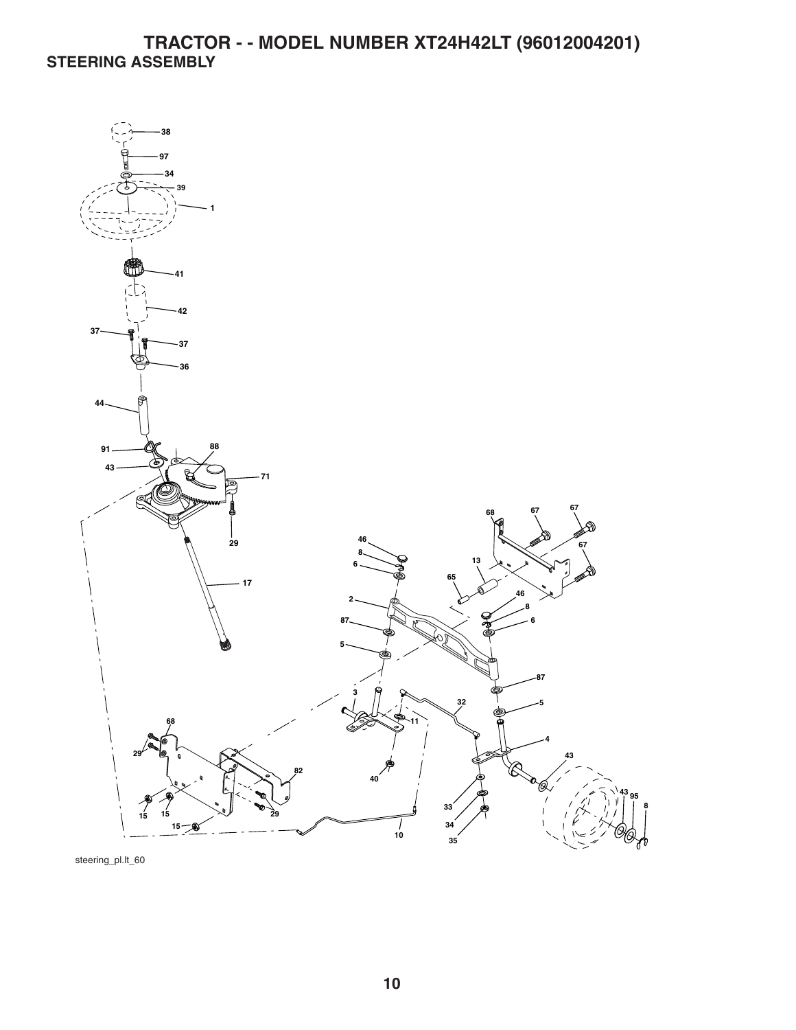# TRACTOR - - MODEL NUMBER XT24H42LT (96012004201)

## STEERING ASSEMBLY

38
97
34
39
1
41
42
37
37
36
44
91
88
43
71
29
17
68
67
67
67
46
8
6
13
65
46
8
2
6
87
5
87
3
32
5
11
68
4
43
29
40
82
43 95
8
33
15
15
29
34
15
10
35

steering_pl.lt_60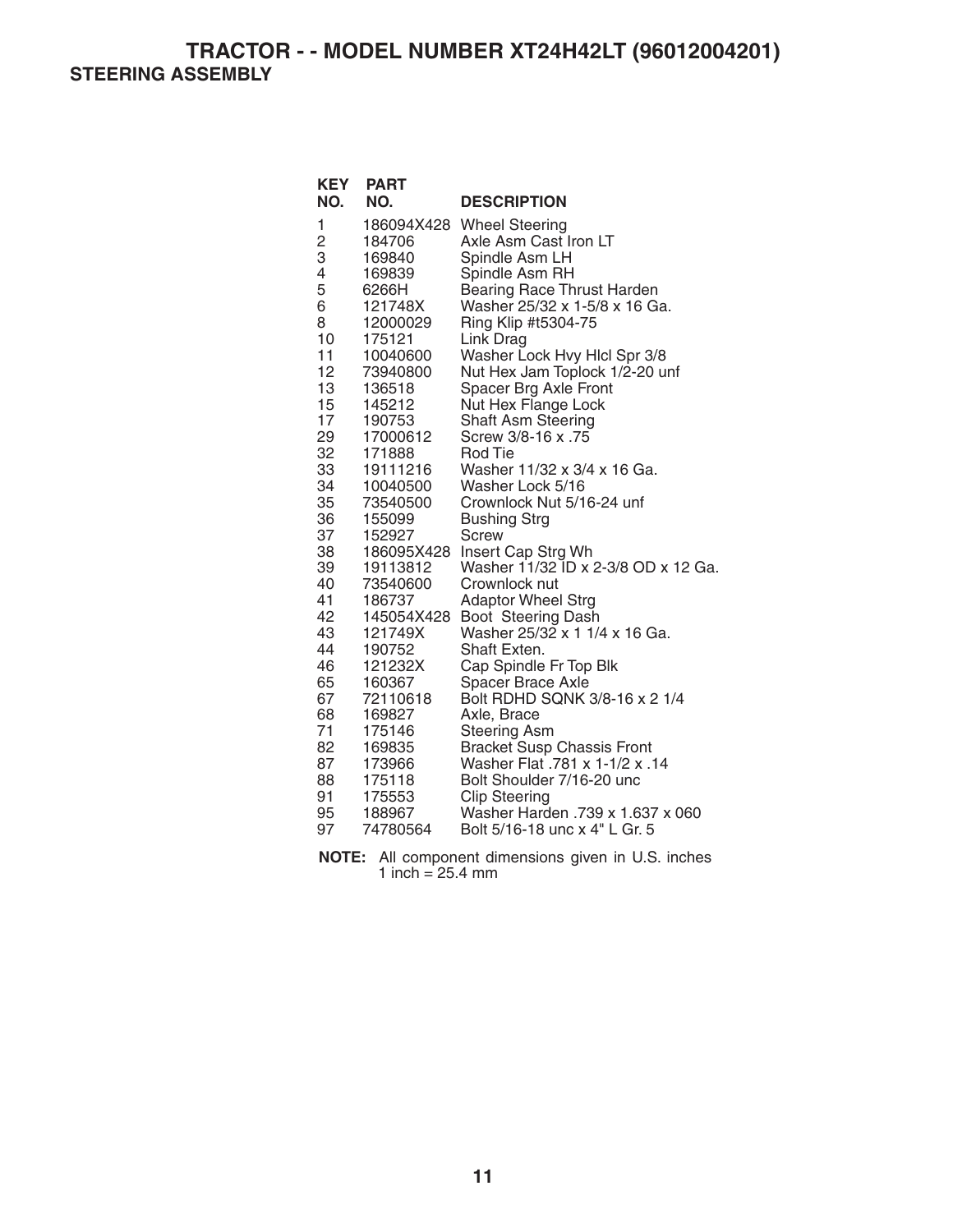# TRACTOR - - MODEL NUMBER XT24H42LT (96012004201)

## STEERING ASSEMBLY

| KEY NO. | PART NO. | DESCRIPTION |
|---|---|---|
| 1 | 186094X428 | Wheel Steering |
| 2 | 184706 | Axle Asm Cast Iron LT |
| 3 | 169840 | Spindle Asm LH |
| 4 | 169839 | Spindle Asm RH |
| 5 | 6266H | Bearing Race Thrust Harden |
| 6 | 121748X | Washer 25/32 x 1-5/8 x 16 Ga. |
| 8 | 12000029 | Ring Klip #t5304-75 |
| 10 | 175121 | Link Drag |
| 11 | 10040600 | Washer Lock Hvy Hlcl Spr 3/8 |
| 12 | 73940800 | Nut Hex Jam Toplock 1/2-20 unf |
| 13 | 136518 | Spacer Brg Axle Front |
| 15 | 145212 | Nut Hex Flange Lock |
| 17 | 190753 | Shaft Asm Steering |
| 29 | 17000612 | Screw 3/8-16 x .75 |
| 32 | 171888 | Rod Tie |
| 33 | 19111216 | Washer 11/32 x 3/4 x 16 Ga. |
| 34 | 10040500 | Washer Lock 5/16 |
| 35 | 73540500 | Crownlock Nut 5/16-24 unf |
| 36 | 155099 | Bushing Strg |
| 37 | 152927 | Screw |
| 38 | 186095X428 | Insert Cap Strg Wh |
| 39 | 19113812 | Washer 11/32 ID x 2-3/8 OD x 12 Ga. |
| 40 | 73540600 | Crownlock nut |
| 41 | 186737 | Adaptor Wheel Strg |
| 42 | 145054X428 | Boot Steering Dash |
| 43 | 121749X | Washer 25/32 x 1 1/4 x 16 Ga. |
| 44 | 190752 | Shaft Exten. |
| 46 | 121232X | Cap Spindle Fr Top Blk |
| 65 | 160367 | Spacer Brace Axle |
| 67 | 72110618 | Bolt RDHD SQNK 3/8-16 x 2 1/4 |
| 68 | 169827 | Axle, Brace |
| 71 | 175146 | Steering Asm |
| 82 | 169835 | Bracket Susp Chassis Front |
| 87 | 173966 | Washer Flat .781 x 1-1/2 x .14 |
| 88 | 175118 | Bolt Shoulder 7/16-20 unc |
| 91 | 175553 | Clip Steering |
| 95 | 188967 | Washer Harden .739 x 1.637 x 060 |
| 97 | 74780564 | Bolt 5/16-18 unc x 4" L Gr. 5 |

**NOTE:** All component dimensions given in U.S. inches
1 inch = 25.4 mm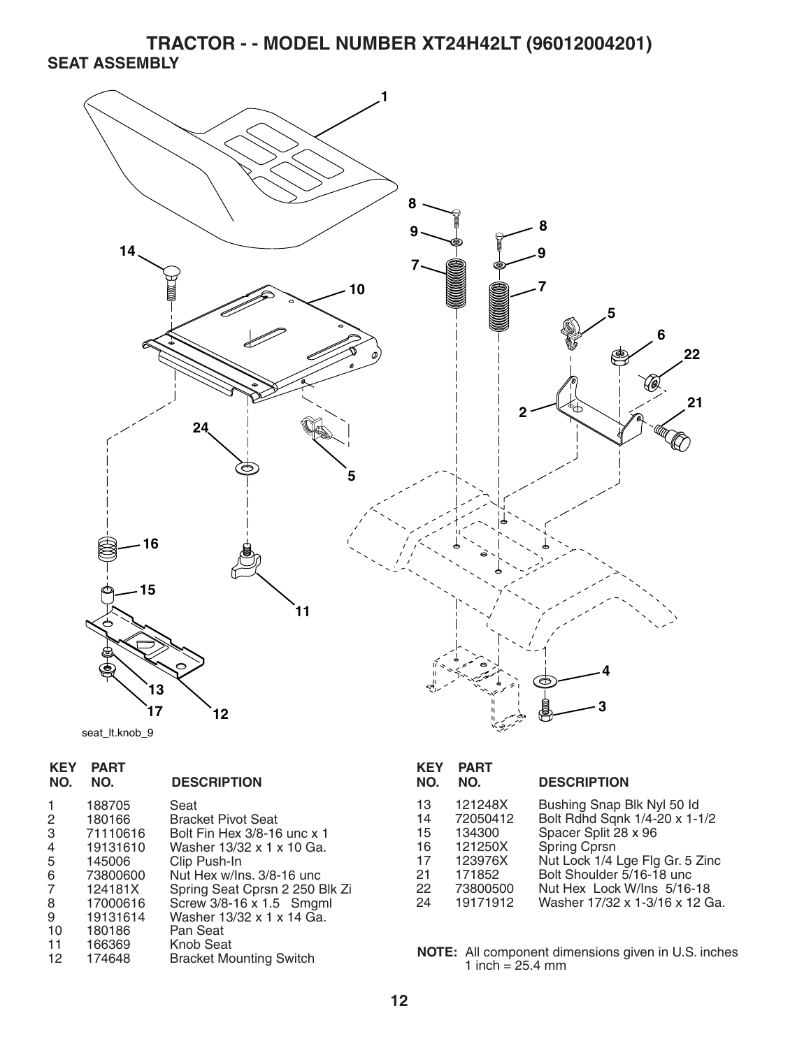# TRACTOR - - MODEL NUMBER XT24H42LT (96012004201)

## SEAT ASSEMBLY

seat_lt.knob_9

| KEY NO. | PART NO. | DESCRIPTION |
|---|---|---|
| 1 | 188705 | Seat |
| 2 | 180166 | Bracket Pivot Seat |
| 3 | 71110616 | Bolt Fin Hex 3/8-16 unc x 1 |
| 4 | 19131610 | Washer 13/32 x 1 x 10 Ga. |
| 5 | 145006 | Clip Push-In |
| 6 | 73800600 | Nut Hex w/Ins. 3/8-16 unc |
| 7 | 124181X | Spring Seat Cprsn 2 250 Blk Zi |
| 8 | 17000616 | Screw 3/8-16 x 1.5 Smgml |
| 9 | 19131614 | Washer 13/32 x 1 x 14 Ga. |
| 10 | 180186 | Pan Seat |
| 11 | 166369 | Knob Seat |
| 12 | 174648 | Bracket Mounting Switch |
| 13 | 121248X | Bushing Snap Blk Nyl 50 Id |
| 14 | 72050412 | Bolt Rdhd Sqnk 1/4-20 x 1-1/2 |
| 15 | 134300 | Spacer Split 28 x 96 |
| 16 | 121250X | Spring Cprsn |
| 17 | 123976X | Nut Lock 1/4 Lge Flg Gr. 5 Zinc |
| 21 | 171852 | Bolt Shoulder 5/16-18 unc |
| 22 | 73800500 | Nut Hex Lock W/Ins 5/16-18 |
| 24 | 19171912 | Washer 17/32 x 1-3/16 x 12 Ga. |

**NOTE:** All component dimensions given in U.S. inches
1 inch = 25.4 mm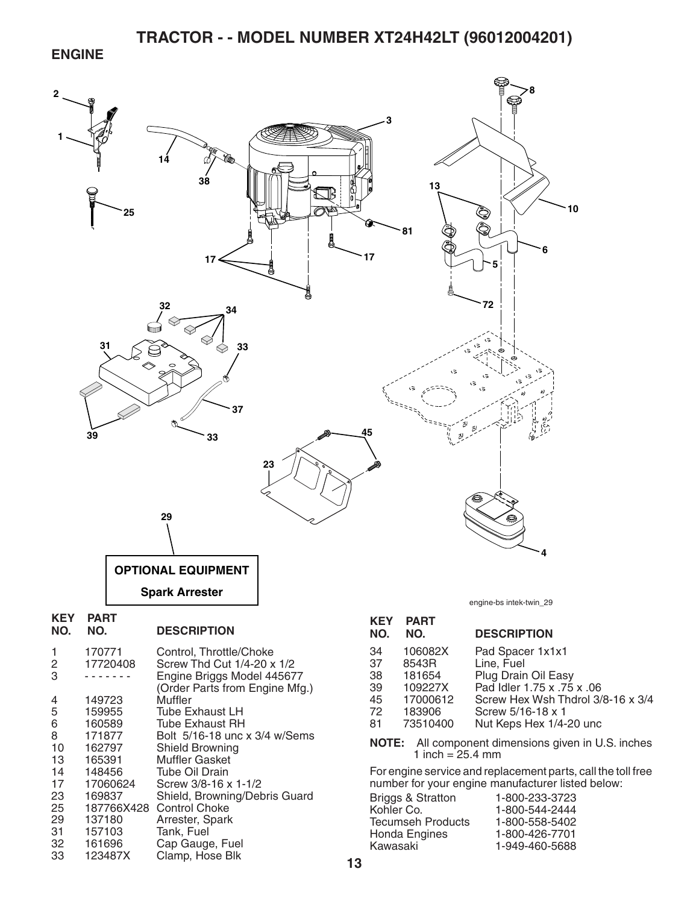# TRACTOR - - MODEL NUMBER XT24H42LT (96012004201)

## ENGINE

OPTIONAL EQUIPMENT

Spark Arrester

engine-bs intek-twin_29

| KEY NO. | PART NO. | DESCRIPTION |
|---|---|---|
| 1 | 170771 | Control, Throttle/Choke |
| 2 | 17720408 | Screw Thd Cut 1/4-20 x 1/2 |
| 3 | - - - - - - - | Engine Briggs Model 445677 (Order Parts from Engine Mfg.) |
| 4 | 149723 | Muffler |
| 5 | 159955 | Tube Exhaust LH |
| 6 | 160589 | Tube Exhaust RH |
| 8 | 171877 | Bolt 5/16-18 unc x 3/4 w/Sems |
| 10 | 162797 | Shield Browning |
| 13 | 165391 | Muffler Gasket |
| 14 | 148456 | Tube Oil Drain |
| 17 | 17060624 | Screw 3/8-16 x 1-1/2 |
| 23 | 169837 | Shield, Browning/Debris Guard |
| 25 | 187766X428 | Control Choke |
| 29 | 137180 | Arrester, Spark |
| 31 | 157103 | Tank, Fuel |
| 32 | 161696 | Cap Gauge, Fuel |
| 33 | 123487X | Clamp, Hose Blk |
| 34 | 106082X | Pad Spacer 1x1x1 |
| 37 | 8543R | Line, Fuel |
| 38 | 181654 | Plug Drain Oil Easy |
| 39 | 109227X | Pad Idler 1.75 x .75 x .06 |
| 45 | 17000612 | Screw Hex Wsh Thdrol 3/8-16 x 3/4 |
| 72 | 183906 | Screw 5/16-18 x 1 |
| 81 | 73510400 | Nut Keps Hex 1/4-20 unc |

**NOTE:** All component dimensions given in U.S. inches 1 inch = 25.4 mm

For engine service and replacement parts, call the toll free number for your engine manufacturer listed below:

| | |
|---|---|
| Briggs & Stratton | 1-800-233-3723 |
| Kohler Co. | 1-800-544-2444 |
| Tecumseh Products | 1-800-558-5402 |
| Honda Engines | 1-800-426-7701 |
| Kawasaki | 1-949-460-5688 |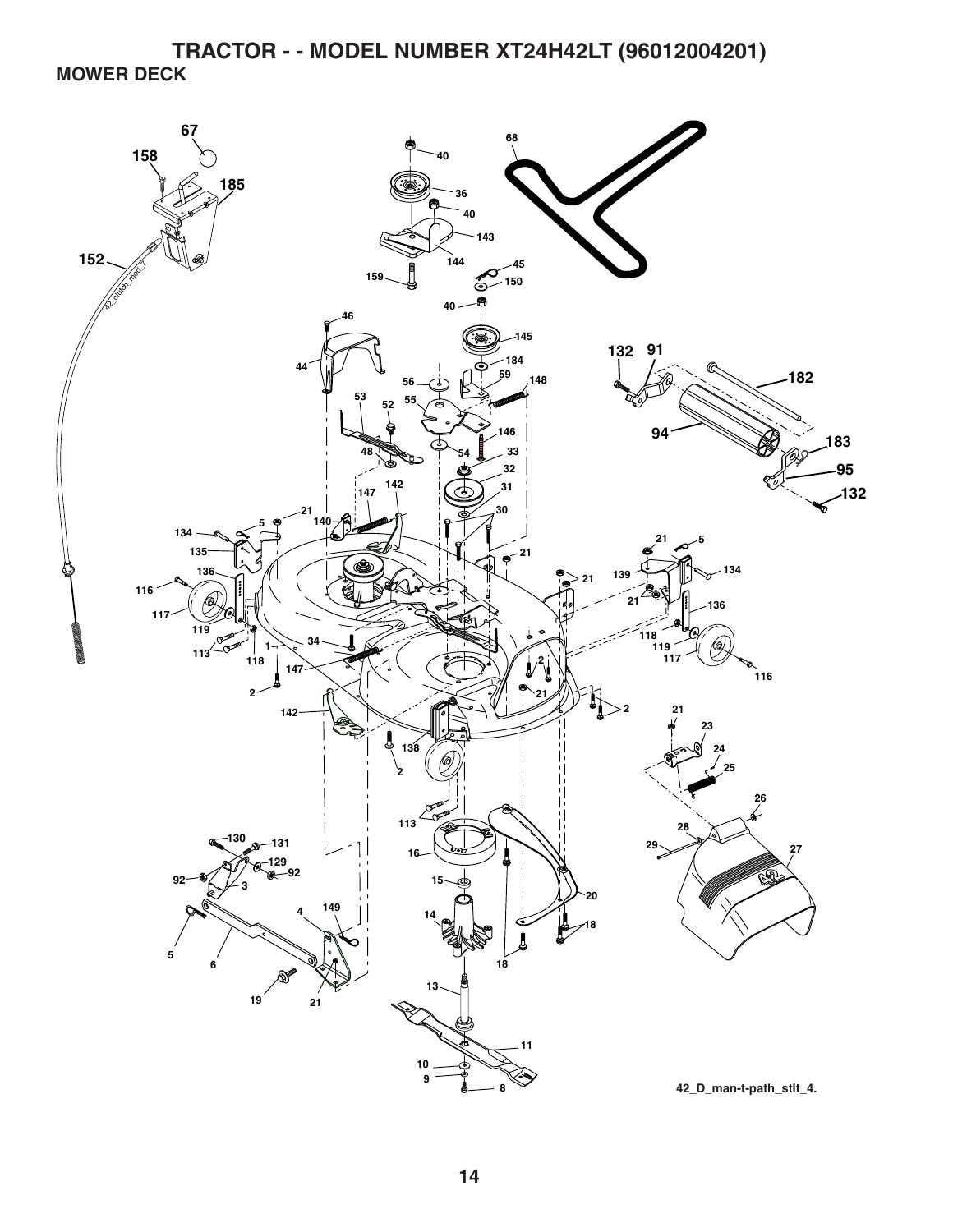# TRACTOR - - MODEL NUMBER XT24H42LT (96012004201)

## MOWER DECK

42_D_man-t-path_stlt_4.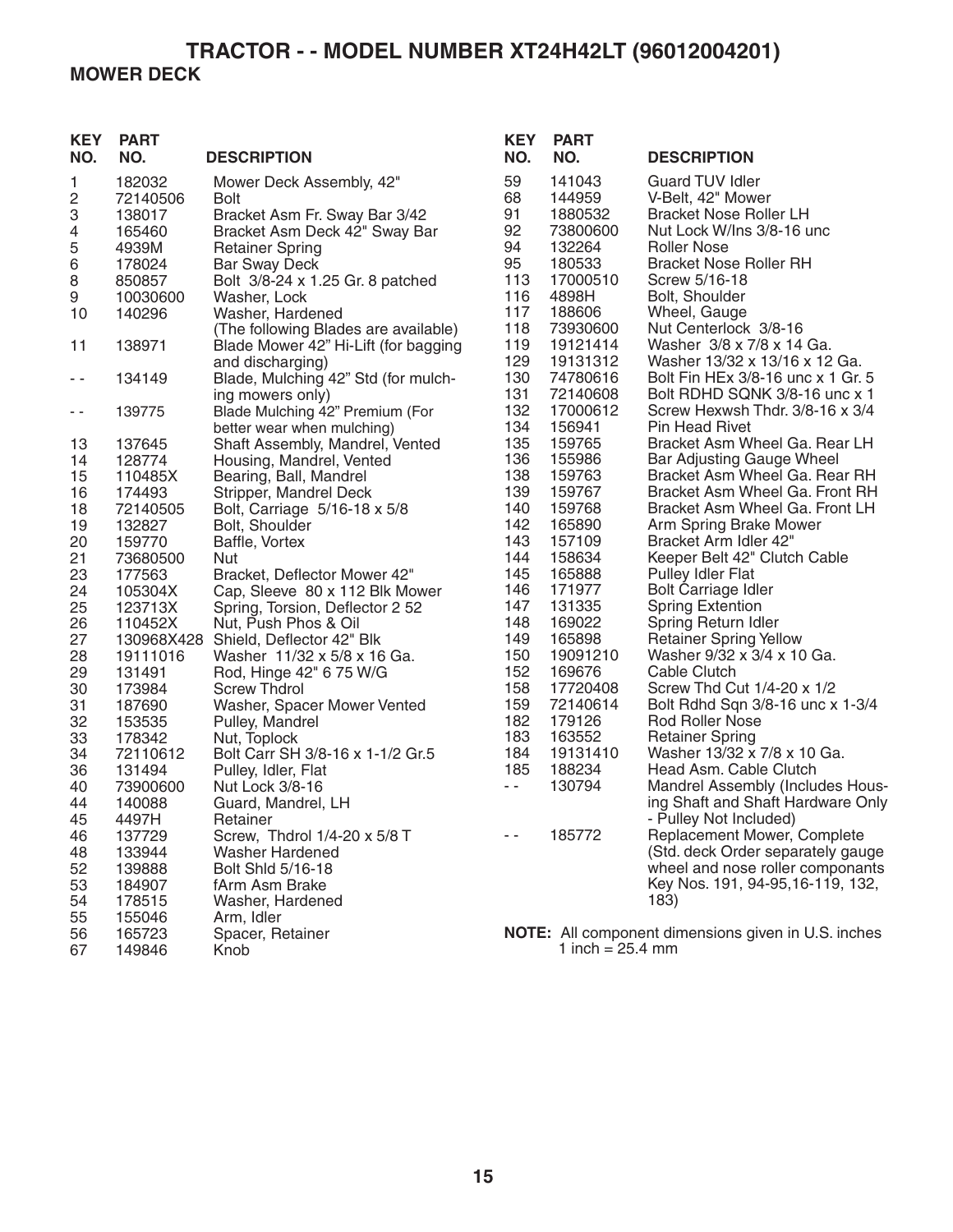# TRACTOR - - MODEL NUMBER XT24H42LT (96012004201)

## MOWER DECK

| KEY NO. | PART NO. | DESCRIPTION |
|---|---|---|
| 1 | 182032 | Mower Deck Assembly, 42" |
| 2 | 72140506 | Bolt |
| 3 | 138017 | Bracket Asm Fr. Sway Bar 3/42 |
| 4 | 165460 | Bracket Asm Deck 42" Sway Bar |
| 5 | 4939M | Retainer Spring |
| 6 | 178024 | Bar Sway Deck |
| 8 | 850857 | Bolt 3/8-24 x 1.25 Gr. 8 patched |
| 9 | 10030600 | Washer, Lock |
| 10 | 140296 | Washer, Hardened |
| | | (The following Blades are available) |
| 11 | 138971 | Blade Mower 42" Hi-Lift (for bagging and discharging) |
| - - | 134149 | Blade, Mulching 42" Std (for mulching mowers only) |
| - - | 139775 | Blade Mulching 42" Premium (For better wear when mulching) |
| 13 | 137645 | Shaft Assembly, Mandrel, Vented |
| 14 | 128774 | Housing, Mandrel, Vented |
| 15 | 110485X | Bearing, Ball, Mandrel |
| 16 | 174493 | Stripper, Mandrel Deck |
| 18 | 72140505 | Bolt, Carriage 5/16-18 x 5/8 |
| 19 | 132827 | Bolt, Shoulder |
| 20 | 159770 | Baffle, Vortex |
| 21 | 73680500 | Nut |
| 23 | 177563 | Bracket, Deflector Mower 42" |
| 24 | 105304X | Cap, Sleeve 80 x 112 Blk Mower |
| 25 | 123713X | Spring, Torsion, Deflector 2 52 |
| 26 | 110452X | Nut, Push Phos & Oil |
| 27 | 130968X428 | Shield, Deflector 42" Blk |
| 28 | 19111016 | Washer 11/32 x 5/8 x 16 Ga. |
| 29 | 131491 | Rod, Hinge 42" 6 75 W/G |
| 30 | 173984 | Screw Thdrol |
| 31 | 187690 | Washer, Spacer Mower Vented |
| 32 | 153535 | Pulley, Mandrel |
| 33 | 178342 | Nut, Toplock |
| 34 | 72110612 | Bolt Carr SH 3/8-16 x 1-1/2 Gr.5 |
| 36 | 131494 | Pulley, Idler, Flat |
| 40 | 73900600 | Nut Lock 3/8-16 |
| 44 | 140088 | Guard, Mandrel, LH |
| 45 | 4497H | Retainer |
| 46 | 137729 | Screw, Thdrol 1/4-20 x 5/8 T |
| 48 | 133944 | Washer Hardened |
| 52 | 139888 | Bolt Shld 5/16-18 |
| 53 | 184907 | fArm Asm Brake |
| 54 | 178515 | Washer, Hardened |
| 55 | 155046 | Arm, Idler |
| 56 | 165723 | Spacer, Retainer |
| 67 | 149846 | Knob |
| 59 | 141043 | Guard TUV Idler |
| 68 | 144959 | V-Belt, 42" Mower |
| 91 | 1880532 | Bracket Nose Roller LH |
| 92 | 73800600 | Nut Lock W/Ins 3/8-16 unc |
| 94 | 132264 | Roller Nose |
| 95 | 180533 | Bracket Nose Roller RH |
| 113 | 17000510 | Screw 5/16-18 |
| 116 | 4898H | Bolt, Shoulder |
| 117 | 188606 | Wheel, Gauge |
| 118 | 73930600 | Nut Centerlock 3/8-16 |
| 119 | 19121414 | Washer 3/8 x 7/8 x 14 Ga. |
| 129 | 19131312 | Washer 13/32 x 13/16 x 12 Ga. |
| 130 | 74780616 | Bolt Fin HEx 3/8-16 unc x 1 Gr. 5 |
| 131 | 72140608 | Bolt RDHD SQNK 3/8-16 unc x 1 |
| 132 | 17000612 | Screw Hexwsh Thdr. 3/8-16 x 3/4 |
| 134 | 156941 | Pin Head Rivet |
| 135 | 159765 | Bracket Asm Wheel Ga. Rear LH |
| 136 | 155986 | Bar Adjusting Gauge Wheel |
| 138 | 159763 | Bracket Asm Wheel Ga. Rear RH |
| 139 | 159767 | Bracket Asm Wheel Ga. Front RH |
| 140 | 159768 | Bracket Asm Wheel Ga. Front LH |
| 142 | 165890 | Arm Spring Brake Mower |
| 143 | 157109 | Bracket Arm Idler 42" |
| 144 | 158634 | Keeper Belt 42" Clutch Cable |
| 145 | 165888 | Pulley Idler Flat |
| 146 | 171977 | Bolt Carriage Idler |
| 147 | 131335 | Spring Extention |
| 148 | 169022 | Spring Return Idler |
| 149 | 165898 | Retainer Spring Yellow |
| 150 | 19091210 | Washer 9/32 x 3/4 x 10 Ga. |
| 152 | 169676 | Cable Clutch |
| 158 | 17720408 | Screw Thd Cut 1/4-20 x 1/2 |
| 159 | 72140614 | Bolt Rdhd Sqn 3/8-16 unc x 1-3/4 |
| 182 | 179126 | Rod Roller Nose |
| 183 | 163552 | Retainer Spring |
| 184 | 19131410 | Washer 13/32 x 7/8 x 10 Ga. |
| 185 | 188234 | Head Asm. Cable Clutch |
| - - | 130794 | Mandrel Assembly (Includes Housing Shaft and Shaft Hardware Only - Pulley Not Included) |
| - - | 185772 | Replacement Mower, Complete (Std. deck Order separately gauge wheel and nose roller componants Key Nos. 191, 94-95,16-119, 132, 183) |

**NOTE:** All component dimensions given in U.S. inches
1 inch = 25.4 mm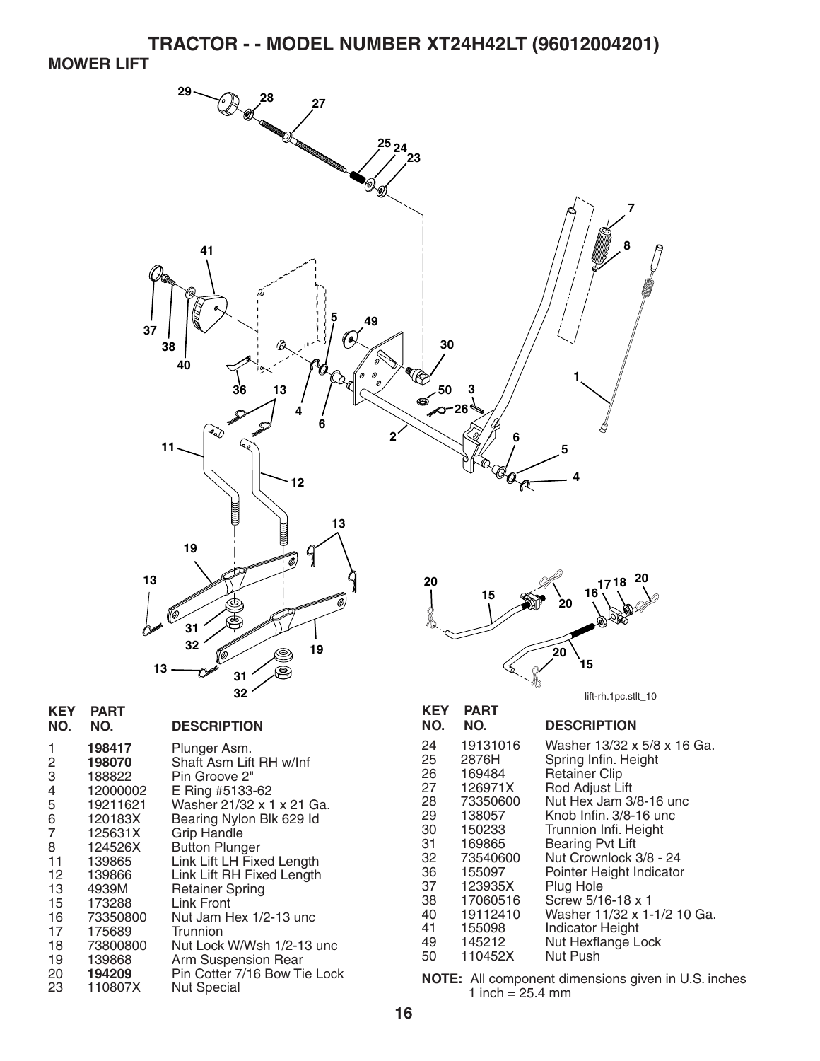# TRACTOR - - MODEL NUMBER XT24H42LT (96012004201)

## MOWER LIFT

lift-rh.1pc.stlt_10

| KEY NO. | PART NO. | DESCRIPTION |
|---|---|---|
| 1 | **198417** | Plunger Asm. |
| 2 | **198070** | Shaft Asm Lift RH w/Inf |
| 3 | 188822 | Pin Groove 2" |
| 4 | 12000002 | E Ring #5133-62 |
| 5 | 19211621 | Washer 21/32 x 1 x 21 Ga. |
| 6 | 120183X | Bearing Nylon Blk 629 Id |
| 7 | 125631X | Grip Handle |
| 8 | 124526X | Button Plunger |
| 11 | 139865 | Link Lift LH Fixed Length |
| 12 | 139866 | Link Lift RH Fixed Length |
| 13 | 4939M | Retainer Spring |
| 15 | 173288 | Link Front |
| 16 | 73350800 | Nut Jam Hex 1/2-13 unc |
| 17 | 175689 | Trunnion |
| 18 | 73800800 | Nut Lock W/Wsh 1/2-13 unc |
| 19 | 139868 | Arm Suspension Rear |
| 20 | **194209** | Pin Cotter 7/16 Bow Tie Lock |
| 23 | 110807X | Nut Special |
| 24 | 19131016 | Washer 13/32 x 5/8 x 16 Ga. |
| 25 | 2876H | Spring Infin. Height |
| 26 | 169484 | Retainer Clip |
| 27 | 126971X | Rod Adjust Lift |
| 28 | 73350600 | Nut Hex Jam 3/8-16 unc |
| 29 | 138057 | Knob Infin. 3/8-16 unc |
| 30 | 150233 | Trunnion Infi. Height |
| 31 | 169865 | Bearing Pvt Lift |
| 32 | 73540600 | Nut Crownlock 3/8 - 24 |
| 36 | 155097 | Pointer Height Indicator |
| 37 | 123935X | Plug Hole |
| 38 | 17060516 | Screw 5/16-18 x 1 |
| 40 | 19112410 | Washer 11/32 x 1-1/2 10 Ga. |
| 41 | 155098 | Indicator Height |
| 49 | 145212 | Nut Hexflange Lock |
| 50 | 110452X | Nut Push |

**NOTE:** All component dimensions given in U.S. inches
1 inch = 25.4 mm